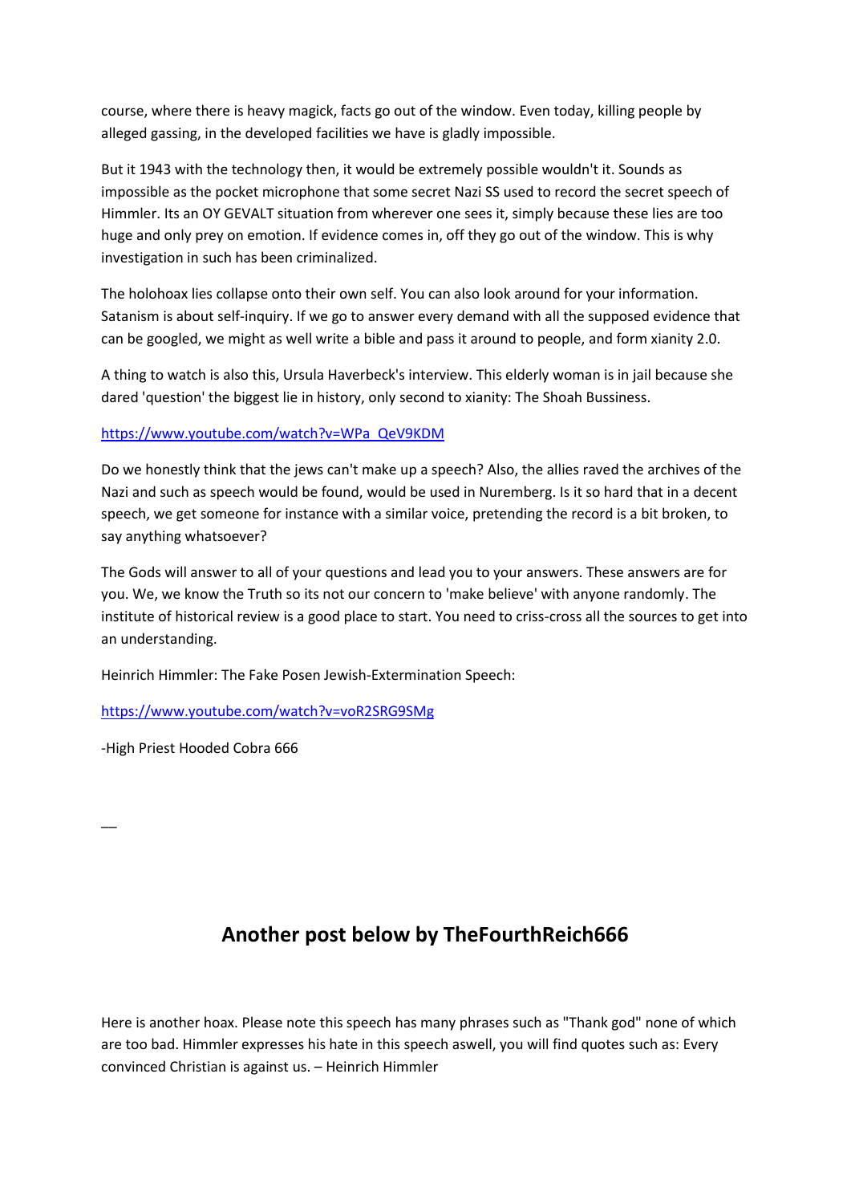course, where there is heavy magick, facts go out of the window. Even today, killing people by alleged gassing, in the developed facilities we have is gladly impossible.

But it 1943 with the technology then, it would be extremely possible wouldn't it. Sounds as impossible as the pocket microphone that some secret Nazi SS used to record the secret speech of Himmler. Its an OY GEVALT situation from wherever one sees it, simply because these lies are too huge and only prey on emotion. If evidence comes in, off they go out of the window. This is why investigation in such has been criminalized.

The holohoax lies collapse onto their own self. You can also look around for your information. Satanism is about self-inquiry. If we go to answer every demand with all the supposed evidence that can be googled, we might as well write a bible and pass it around to people, and form xianity 2.0.

A thing to watch is also this, Ursula Haverbeck's interview. This elderly woman is in jail because she dared 'question' the biggest lie in history, only second to xianity: The Shoah Bussiness.

https://www.youtube.com/watch?v=WPa_QeV9KDM

Do we honestly think that the jews can't make up a speech? Also, the allies raved the archives of the Nazi and such as speech would be found, would be used in Nuremberg. Is it so hard that in a decent speech, we get someone for instance with a similar voice, pretending the record is a bit broken, to say anything whatsoever?

The Gods will answer to all of your questions and lead you to your answers. These answers are for you. We, we know the Truth so its not our concern to 'make believe' with anyone randomly. The institute of historical review is a good place to start. You need to criss-cross all the sources to get into an understanding.

Heinrich Himmler: The Fake Posen Jewish-Extermination Speech:

https://www.youtube.com/watch?v=voR2SRG9SMg

-High Priest Hooded Cobra 666

---

## Another post below by TheFourthReich666

Here is another hoax. Please note this speech has many phrases such as "Thank god" none of which are too bad. Himmler expresses his hate in this speech aswell, you will find quotes such as: Every convinced Christian is against us. – Heinrich Himmler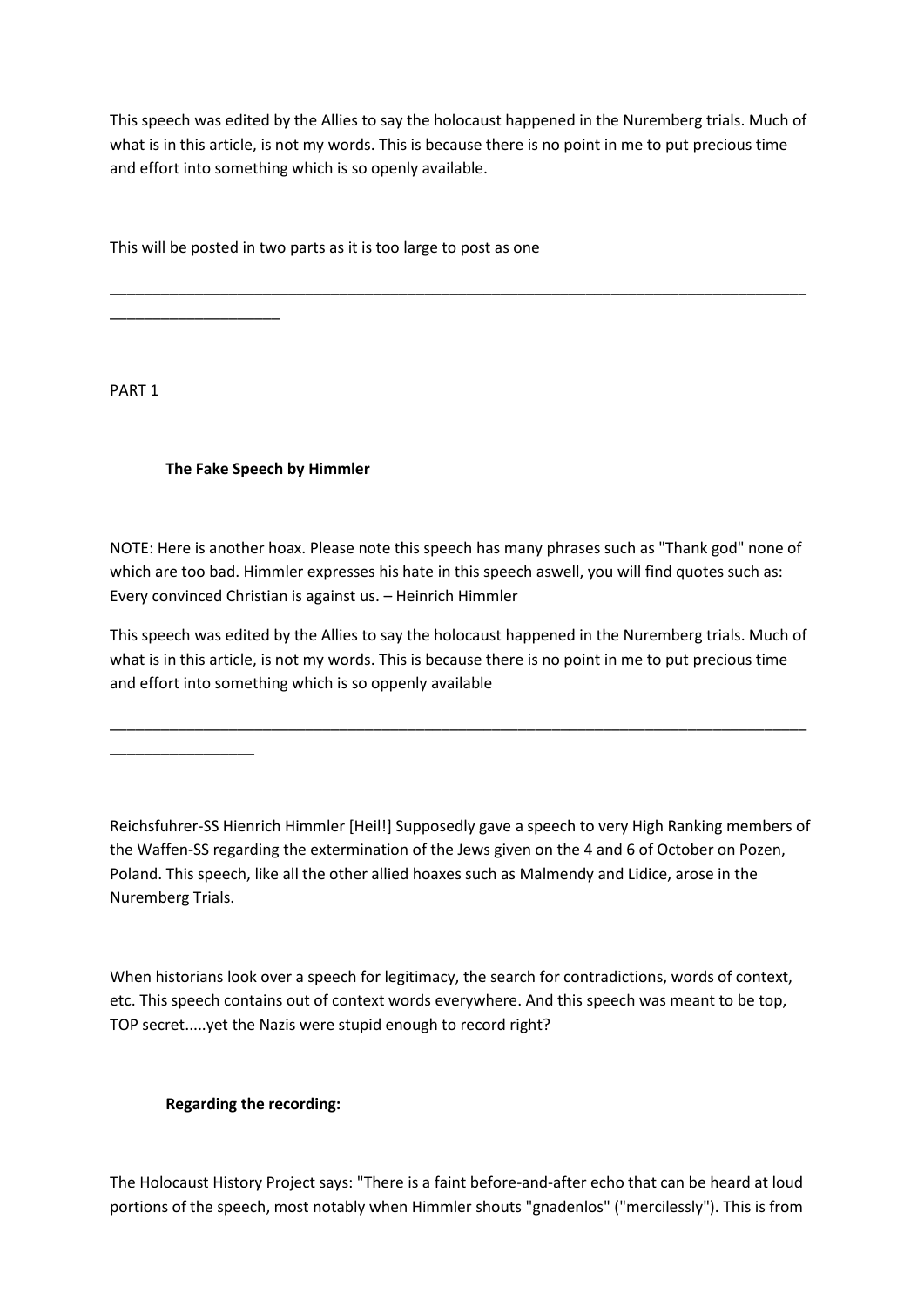This speech was edited by the Allies to say the holocaust happened in the Nuremberg trials. Much of what is in this article, is not my words. This is because there is no point in me to put precious time and effort into something which is so openly available.

This will be posted in two parts as it is too large to post as one

---

PART 1

### The Fake Speech by Himmler

NOTE: Here is another hoax. Please note this speech has many phrases such as "Thank god" none of which are too bad. Himmler expresses his hate in this speech aswell, you will find quotes such as: Every convinced Christian is against us. – Heinrich Himmler

This speech was edited by the Allies to say the holocaust happened in the Nuremberg trials. Much of what is in this article, is not my words. This is because there is no point in me to put precious time and effort into something which is so oppenly available

---

Reichsfuhrer-SS Hienrich Himmler [Heil!] Supposedly gave a speech to very High Ranking members of the Waffen-SS regarding the extermination of the Jews given on the 4 and 6 of October on Pozen, Poland. This speech, like all the other allied hoaxes such as Malmendy and Lidice, arose in the Nuremberg Trials.

When historians look over a speech for legitimacy, the search for contradictions, words of context, etc. This speech contains out of context words everywhere. And this speech was meant to be top, TOP secret.....yet the Nazis were stupid enough to record right?

### Regarding the recording:

The Holocaust History Project says: "There is a faint before-and-after echo that can be heard at loud portions of the speech, most notably when Himmler shouts "gnadenlos" ("mercilessly"). This is from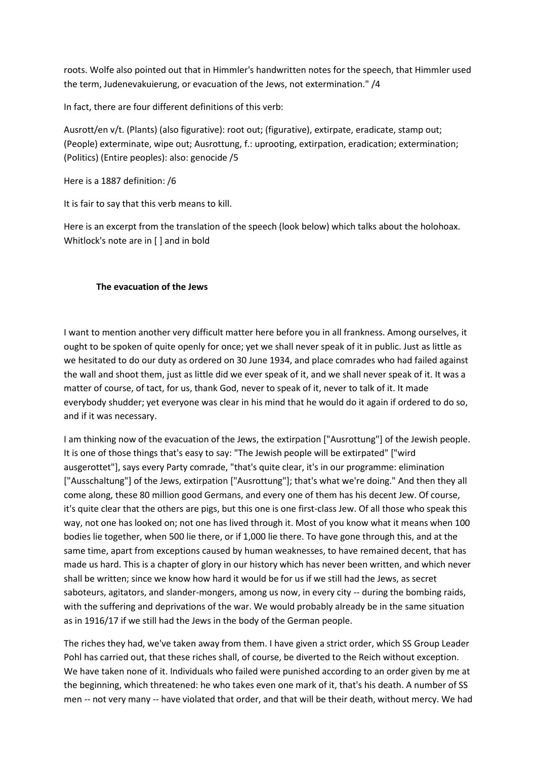roots. Wolfe also pointed out that in Himmler's handwritten notes for the speech, that Himmler used the term, Judenevakuierung, or evacuation of the Jews, not extermination." /4

In fact, there are four different definitions of this verb:

Ausrott/en v/t. (Plants) (also figurative): root out; (figurative), extirpate, eradicate, stamp out; (People) exterminate, wipe out; Ausrottung, f.: uprooting, extirpation, eradication; extermination; (Politics) (Entire peoples): also: genocide /5

Here is a 1887 definition: /6

It is fair to say that this verb means to kill.

Here is an excerpt from the translation of the speech (look below) which talks about the holohoax. Whitlock's note are in [ ] and in bold

**The evacuation of the Jews**

I want to mention another very difficult matter here before you in all frankness. Among ourselves, it ought to be spoken of quite openly for once; yet we shall never speak of it in public. Just as little as we hesitated to do our duty as ordered on 30 June 1934, and place comrades who had failed against the wall and shoot them, just as little did we ever speak of it, and we shall never speak of it. It was a matter of course, of tact, for us, thank God, never to speak of it, never to talk of it. It made everybody shudder; yet everyone was clear in his mind that he would do it again if ordered to do so, and if it was necessary.

I am thinking now of the evacuation of the Jews, the extirpation ["Ausrottung"] of the Jewish people. It is one of those things that's easy to say: "The Jewish people will be extirpated" ["wird ausgerottet"], says every Party comrade, "that's quite clear, it's in our programme: elimination ["Ausschaltung"] of the Jews, extirpation ["Ausrottung"]; that's what we're doing." And then they all come along, these 80 million good Germans, and every one of them has his decent Jew. Of course, it's quite clear that the others are pigs, but this one is one first-class Jew. Of all those who speak this way, not one has looked on; not one has lived through it. Most of you know what it means when 100 bodies lie together, when 500 lie there, or if 1,000 lie there. To have gone through this, and at the same time, apart from exceptions caused by human weaknesses, to have remained decent, that has made us hard. This is a chapter of glory in our history which has never been written, and which never shall be written; since we know how hard it would be for us if we still had the Jews, as secret saboteurs, agitators, and slander-mongers, among us now, in every city -- during the bombing raids, with the suffering and deprivations of the war. We would probably already be in the same situation as in 1916/17 if we still had the Jews in the body of the German people.

The riches they had, we've taken away from them. I have given a strict order, which SS Group Leader Pohl has carried out, that these riches shall, of course, be diverted to the Reich without exception. We have taken none of it. Individuals who failed were punished according to an order given by me at the beginning, which threatened: he who takes even one mark of it, that's his death. A number of SS men -- not very many -- have violated that order, and that will be their death, without mercy. We had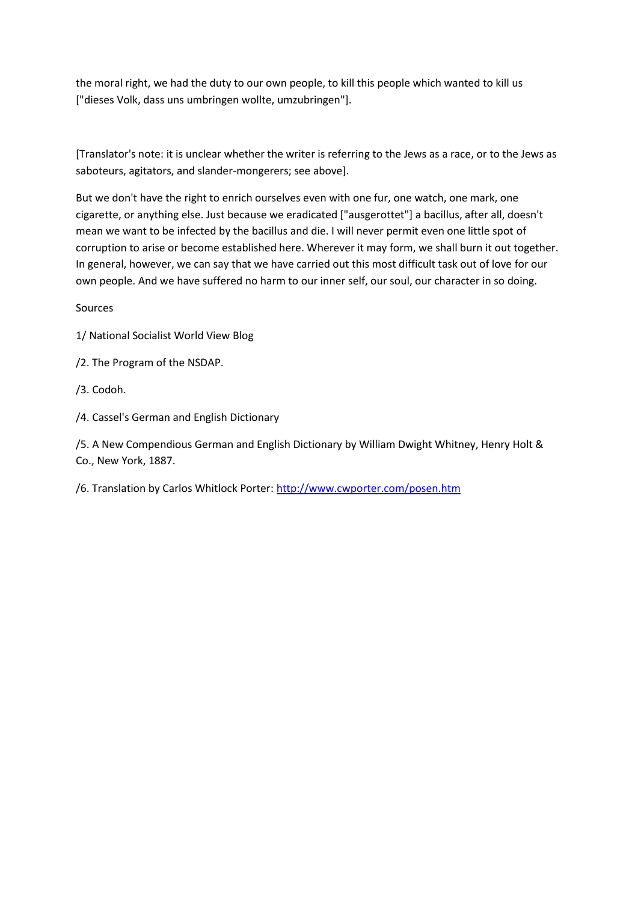the moral right, we had the duty to our own people, to kill this people which wanted to kill us ["dieses Volk, dass uns umbringen wollte, umzubringen"].

[Translator's note: it is unclear whether the writer is referring to the Jews as a race, or to the Jews as saboteurs, agitators, and slander-mongerers; see above].

But we don't have the right to enrich ourselves even with one fur, one watch, one mark, one cigarette, or anything else. Just because we eradicated ["ausgerottet"] a bacillus, after all, doesn't mean we want to be infected by the bacillus and die. I will never permit even one little spot of corruption to arise or become established here. Wherever it may form, we shall burn it out together. In general, however, we can say that we have carried out this most difficult task out of love for our own people. And we have suffered no harm to our inner self, our soul, our character in so doing.

Sources

1/ National Socialist World View Blog

/2. The Program of the NSDAP.

/3. Codoh.

/4. Cassel's German and English Dictionary

/5. A New Compendious German and English Dictionary by William Dwight Whitney, Henry Holt & Co., New York, 1887.

/6. Translation by Carlos Whitlock Porter: http://www.cwporter.com/posen.htm